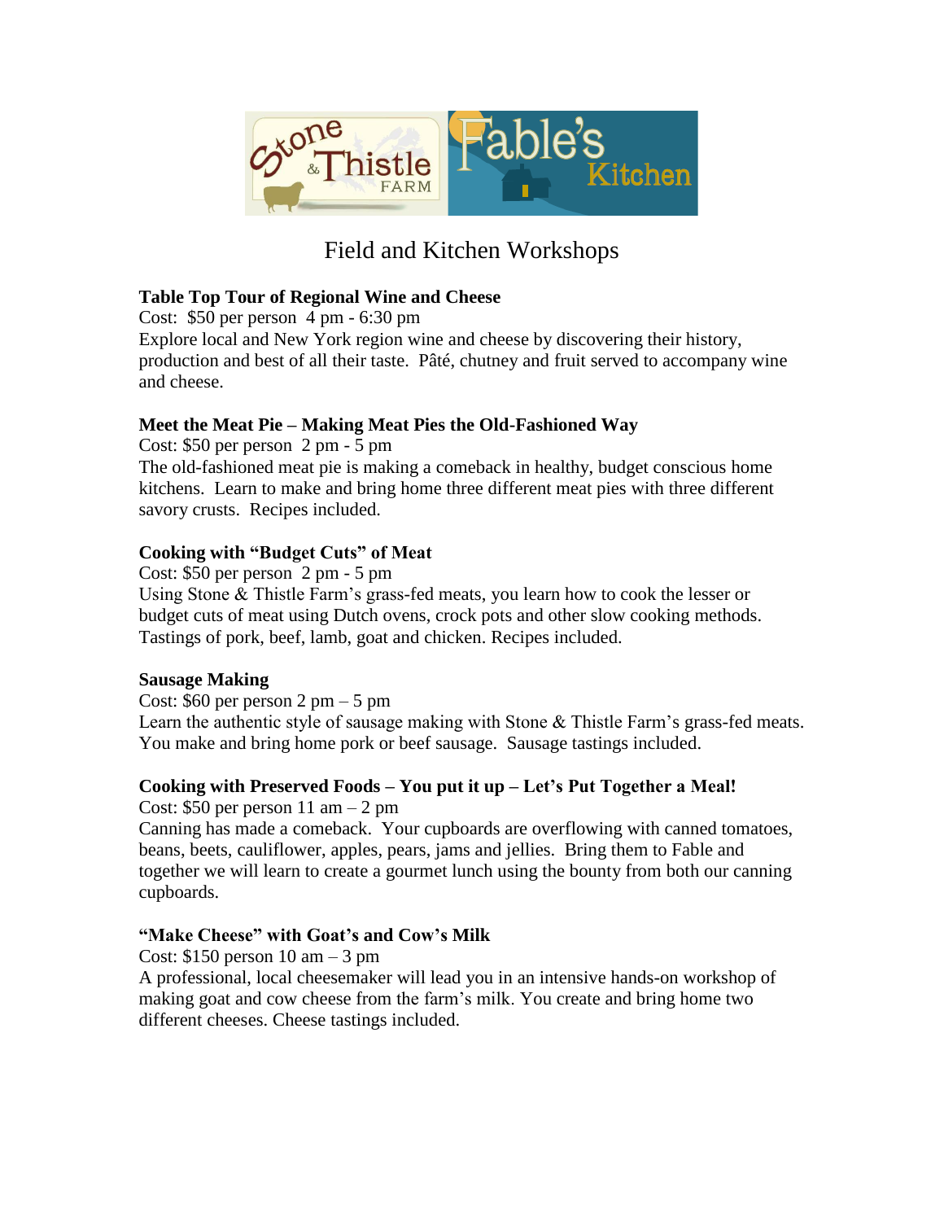Stone & Thistle FARM

Fable's Kitchen

# Field and Kitchen Workshops

**Table Top Tour of Regional Wine and Cheese**
Cost: $50 per person 4 pm - 6:30 pm
Explore local and New York region wine and cheese by discovering their history, production and best of all their taste. Pâté, chutney and fruit served to accompany wine and cheese.

**Meet the Meat Pie – Making Meat Pies the Old-Fashioned Way**
Cost: $50 per person 2 pm - 5 pm
The old-fashioned meat pie is making a comeback in healthy, budget conscious home kitchens. Learn to make and bring home three different meat pies with three different savory crusts. Recipes included.

**Cooking with "Budget Cuts" of Meat**
Cost: $50 per person 2 pm - 5 pm
Using Stone & Thistle Farm's grass-fed meats, you learn how to cook the lesser or budget cuts of meat using Dutch ovens, crock pots and other slow cooking methods. Tastings of pork, beef, lamb, goat and chicken. Recipes included.

**Sausage Making**
Cost: $60 per person 2 pm – 5 pm
Learn the authentic style of sausage making with Stone & Thistle Farm's grass-fed meats. You make and bring home pork or beef sausage. Sausage tastings included.

**Cooking with Preserved Foods – You put it up – Let's Put Together a Meal!**
Cost: $50 per person 11 am – 2 pm
Canning has made a comeback. Your cupboards are overflowing with canned tomatoes, beans, beets, cauliflower, apples, pears, jams and jellies. Bring them to Fable and together we will learn to create a gourmet lunch using the bounty from both our canning cupboards.

**"Make Cheese" with Goat's and Cow's Milk**
Cost: $150 person 10 am – 3 pm
A professional, local cheesemaker will lead you in an intensive hands-on workshop of making goat and cow cheese from the farm's milk. You create and bring home two different cheeses. Cheese tastings included.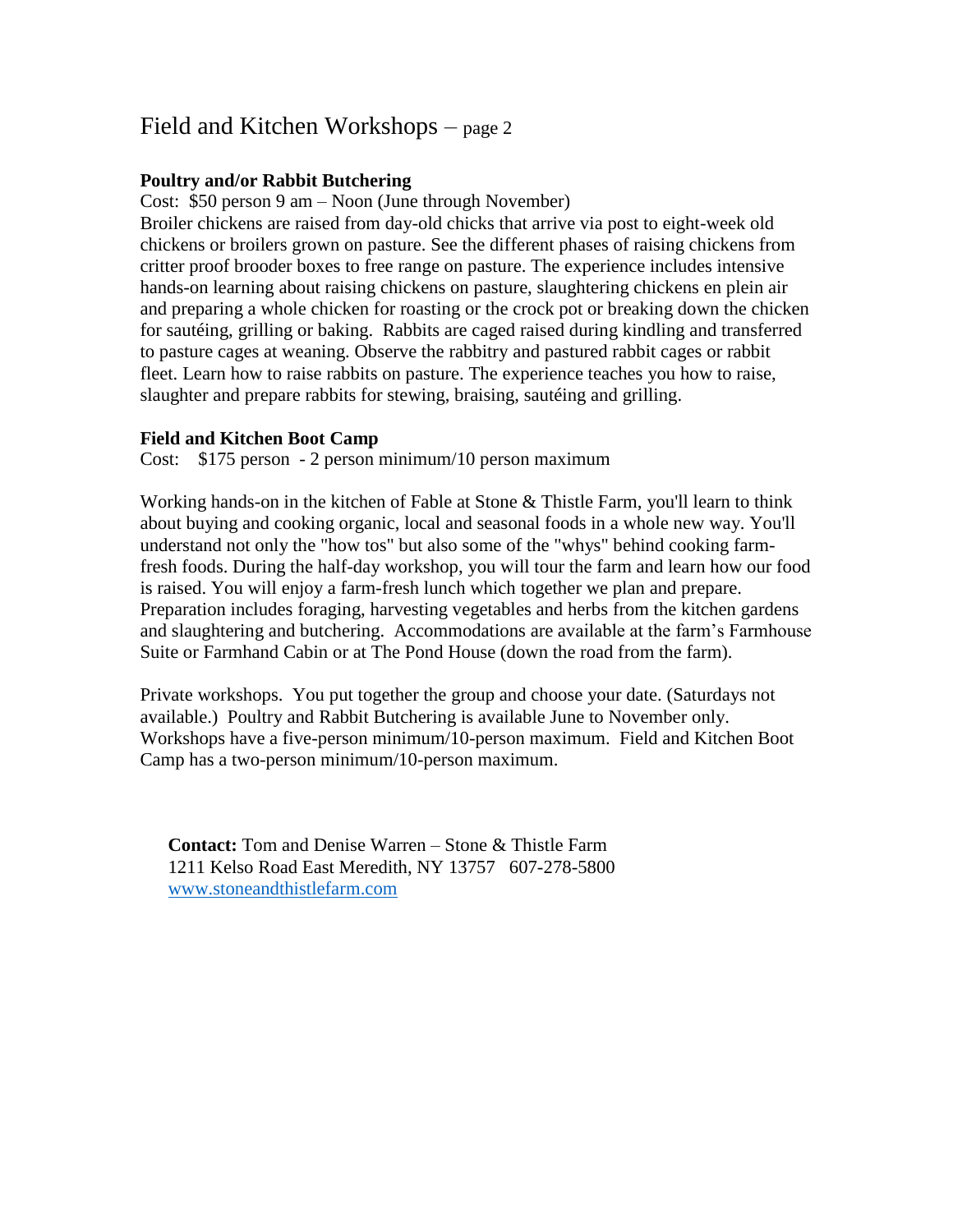# Field and Kitchen Workshops – page 2

**Poultry and/or Rabbit Butchering**

Cost: $50 person 9 am – Noon (June through November)

Broiler chickens are raised from day-old chicks that arrive via post to eight-week old chickens or broilers grown on pasture. See the different phases of raising chickens from critter proof brooder boxes to free range on pasture. The experience includes intensive hands-on learning about raising chickens on pasture, slaughtering chickens en plein air and preparing a whole chicken for roasting or the crock pot or breaking down the chicken for sautéing, grilling or baking. Rabbits are caged raised during kindling and transferred to pasture cages at weaning. Observe the rabbitry and pastured rabbit cages or rabbit fleet. Learn how to raise rabbits on pasture. The experience teaches you how to raise, slaughter and prepare rabbits for stewing, braising, sautéing and grilling.

**Field and Kitchen Boot Camp**

Cost: $175 person - 2 person minimum/10 person maximum

Working hands-on in the kitchen of Fable at Stone & Thistle Farm, you'll learn to think about buying and cooking organic, local and seasonal foods in a whole new way. You'll understand not only the "how tos" but also some of the "whys" behind cooking farm-fresh foods. During the half-day workshop, you will tour the farm and learn how our food is raised. You will enjoy a farm-fresh lunch which together we plan and prepare. Preparation includes foraging, harvesting vegetables and herbs from the kitchen gardens and slaughtering and butchering. Accommodations are available at the farm's Farmhouse Suite or Farmhand Cabin or at The Pond House (down the road from the farm).

Private workshops. You put together the group and choose your date. (Saturdays not available.) Poultry and Rabbit Butchering is available June to November only. Workshops have a five-person minimum/10-person maximum. Field and Kitchen Boot Camp has a two-person minimum/10-person maximum.

**Contact:** Tom and Denise Warren – Stone & Thistle Farm
1211 Kelso Road East Meredith, NY 13757 607-278-5800
www.stoneandthistlefarm.com